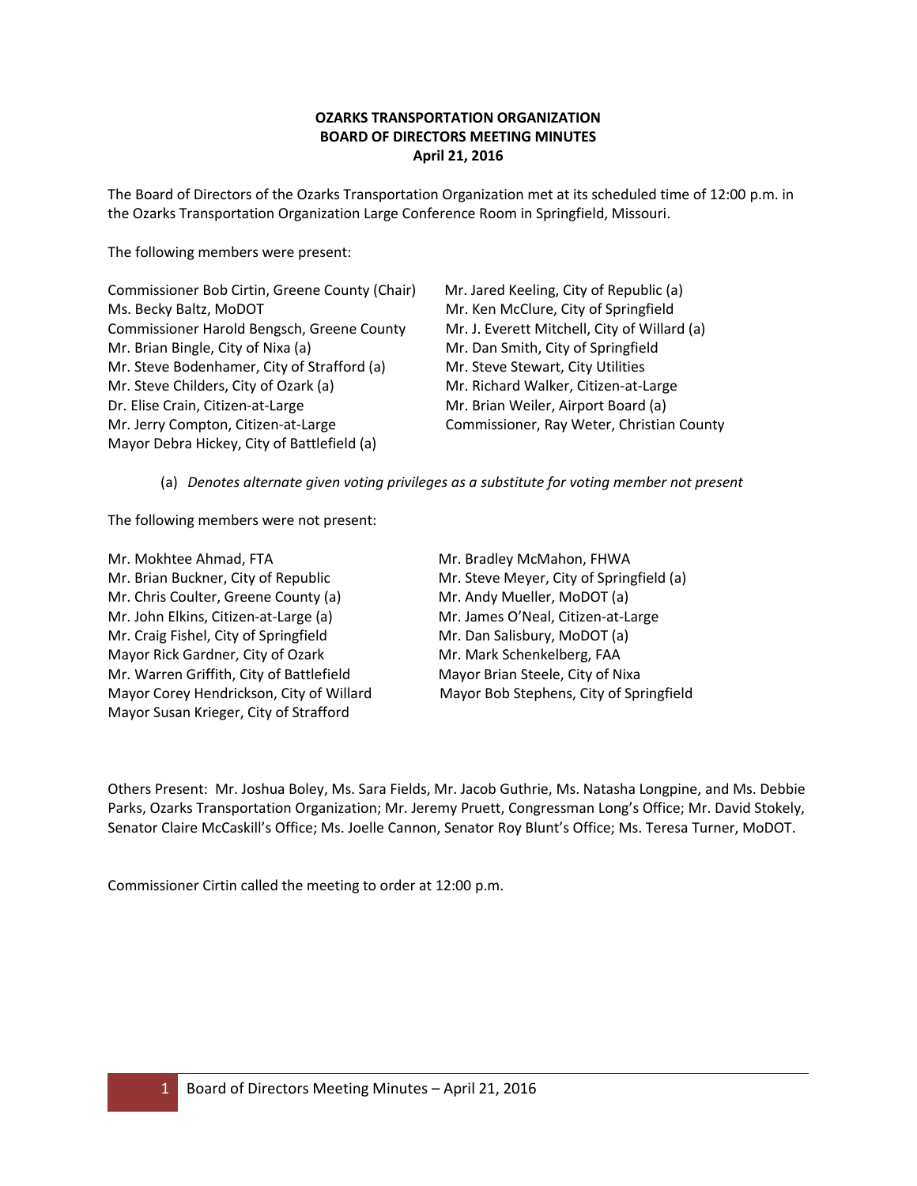**OZARKS TRANSPORTATION ORGANIZATION**
**BOARD OF DIRECTORS MEETING MINUTES**
**April 21, 2016**

The Board of Directors of the Ozarks Transportation Organization met at its scheduled time of 12:00 p.m. in the Ozarks Transportation Organization Large Conference Room in Springfield, Missouri.

The following members were present:

Commissioner Bob Cirtin, Greene County (Chair)
Ms. Becky Baltz, MoDOT
Commissioner Harold Bengsch, Greene County
Mr. Brian Bingle, City of Nixa (a)
Mr. Steve Bodenhamer, City of Strafford (a)
Mr. Steve Childers, City of Ozark (a)
Dr. Elise Crain, Citizen-at-Large
Mr. Jerry Compton, Citizen-at-Large
Mayor Debra Hickey, City of Battlefield (a)
Mr. Jared Keeling, City of Republic (a)
Mr. Ken McClure, City of Springfield
Mr. J. Everett Mitchell, City of Willard (a)
Mr. Dan Smith, City of Springfield
Mr. Steve Stewart, City Utilities
Mr. Richard Walker, Citizen-at-Large
Mr. Brian Weiler, Airport Board (a)
Commissioner, Ray Weter, Christian County

(a) *Denotes alternate given voting privileges as a substitute for voting member not present*

The following members were not present:

Mr. Mokhtee Ahmad, FTA
Mr. Brian Buckner, City of Republic
Mr. Chris Coulter, Greene County (a)
Mr. John Elkins, Citizen-at-Large (a)
Mr. Craig Fishel, City of Springfield
Mayor Rick Gardner, City of Ozark
Mr. Warren Griffith, City of Battlefield
Mayor Corey Hendrickson, City of Willard
Mayor Susan Krieger, City of Strafford
Mr. Bradley McMahon, FHWA
Mr. Steve Meyer, City of Springfield (a)
Mr. Andy Mueller, MoDOT (a)
Mr. James O'Neal, Citizen-at-Large
Mr. Dan Salisbury, MoDOT (a)
Mr. Mark Schenkelberg, FAA
Mayor Brian Steele, City of Nixa
Mayor Bob Stephens, City of Springfield

Others Present: Mr. Joshua Boley, Ms. Sara Fields, Mr. Jacob Guthrie, Ms. Natasha Longpine, and Ms. Debbie Parks, Ozarks Transportation Organization; Mr. Jeremy Pruett, Congressman Long's Office; Mr. David Stokely, Senator Claire McCaskill's Office; Ms. Joelle Cannon, Senator Roy Blunt's Office; Ms. Teresa Turner, MoDOT.

Commissioner Cirtin called the meeting to order at 12:00 p.m.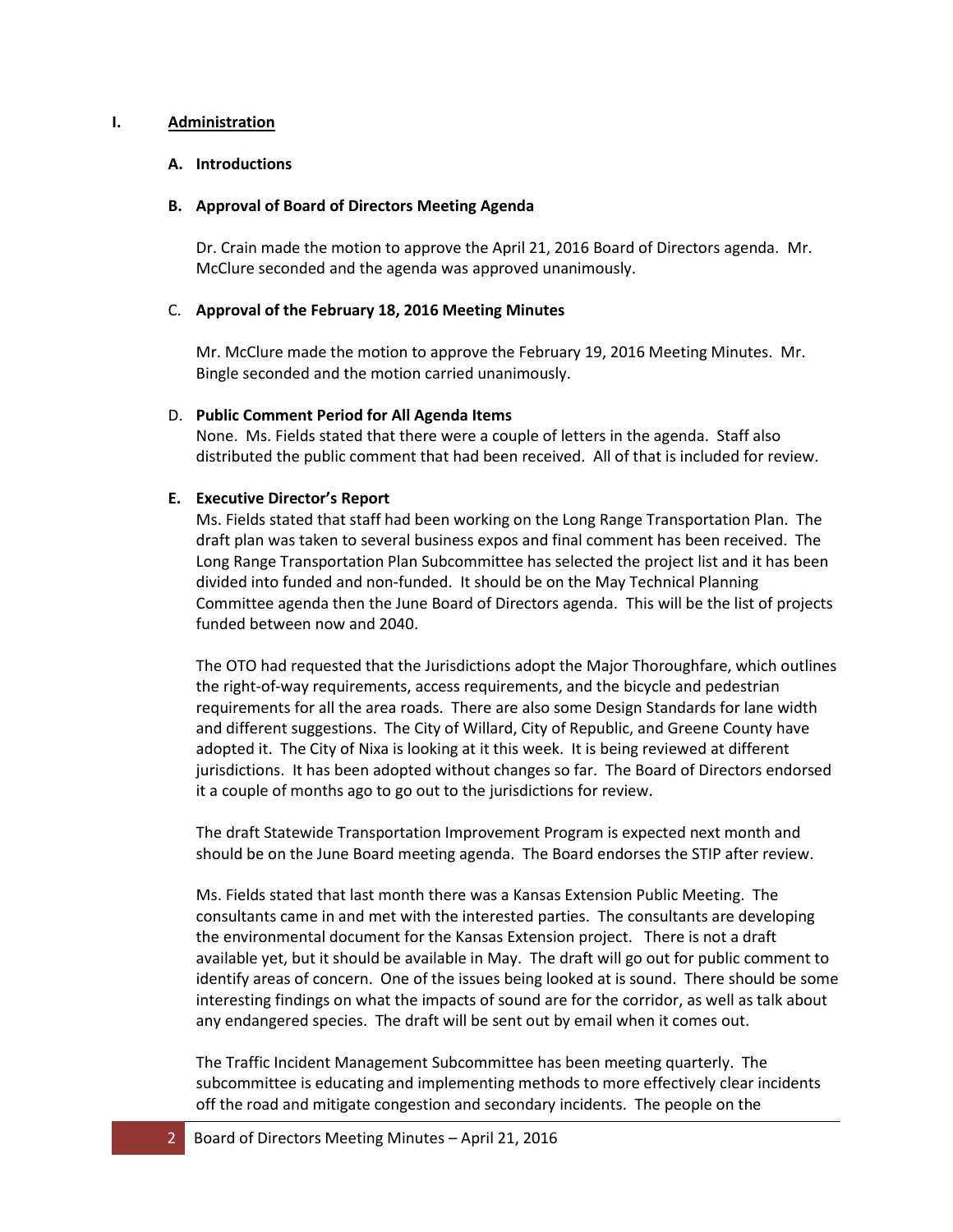## I. Administration

### A. Introductions

### B. Approval of Board of Directors Meeting Agenda

Dr. Crain made the motion to approve the April 21, 2016 Board of Directors agenda. Mr. McClure seconded and the agenda was approved unanimously.

### C. Approval of the February 18, 2016 Meeting Minutes

Mr. McClure made the motion to approve the February 19, 2016 Meeting Minutes. Mr. Bingle seconded and the motion carried unanimously.

### D. Public Comment Period for All Agenda Items

None. Ms. Fields stated that there were a couple of letters in the agenda. Staff also distributed the public comment that had been received. All of that is included for review.

### E. Executive Director's Report

Ms. Fields stated that staff had been working on the Long Range Transportation Plan. The draft plan was taken to several business expos and final comment has been received. The Long Range Transportation Plan Subcommittee has selected the project list and it has been divided into funded and non-funded. It should be on the May Technical Planning Committee agenda then the June Board of Directors agenda. This will be the list of projects funded between now and 2040.

The OTO had requested that the Jurisdictions adopt the Major Thoroughfare, which outlines the right-of-way requirements, access requirements, and the bicycle and pedestrian requirements for all the area roads. There are also some Design Standards for lane width and different suggestions. The City of Willard, City of Republic, and Greene County have adopted it. The City of Nixa is looking at it this week. It is being reviewed at different jurisdictions. It has been adopted without changes so far. The Board of Directors endorsed it a couple of months ago to go out to the jurisdictions for review.

The draft Statewide Transportation Improvement Program is expected next month and should be on the June Board meeting agenda. The Board endorses the STIP after review.

Ms. Fields stated that last month there was a Kansas Extension Public Meeting. The consultants came in and met with the interested parties. The consultants are developing the environmental document for the Kansas Extension project. There is not a draft available yet, but it should be available in May. The draft will go out for public comment to identify areas of concern. One of the issues being looked at is sound. There should be some interesting findings on what the impacts of sound are for the corridor, as well as talk about any endangered species. The draft will be sent out by email when it comes out.

The Traffic Incident Management Subcommittee has been meeting quarterly. The subcommittee is educating and implementing methods to more effectively clear incidents off the road and mitigate congestion and secondary incidents. The people on the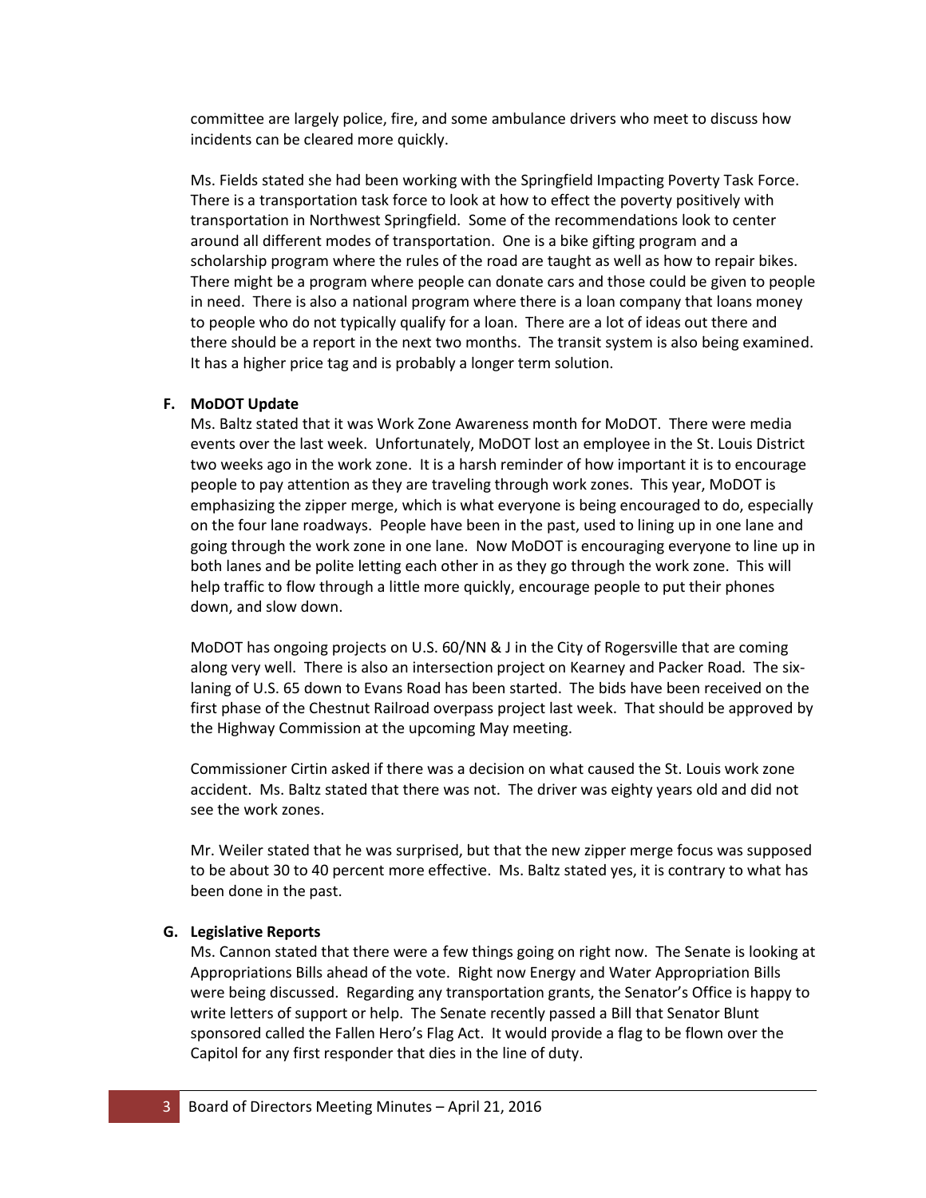committee are largely police, fire, and some ambulance drivers who meet to discuss how incidents can be cleared more quickly.

Ms. Fields stated she had been working with the Springfield Impacting Poverty Task Force. There is a transportation task force to look at how to effect the poverty positively with transportation in Northwest Springfield. Some of the recommendations look to center around all different modes of transportation. One is a bike gifting program and a scholarship program where the rules of the road are taught as well as how to repair bikes. There might be a program where people can donate cars and those could be given to people in need. There is also a national program where there is a loan company that loans money to people who do not typically qualify for a loan. There are a lot of ideas out there and there should be a report in the next two months. The transit system is also being examined. It has a higher price tag and is probably a longer term solution.

**F. MoDOT Update**

Ms. Baltz stated that it was Work Zone Awareness month for MoDOT. There were media events over the last week. Unfortunately, MoDOT lost an employee in the St. Louis District two weeks ago in the work zone. It is a harsh reminder of how important it is to encourage people to pay attention as they are traveling through work zones. This year, MoDOT is emphasizing the zipper merge, which is what everyone is being encouraged to do, especially on the four lane roadways. People have been in the past, used to lining up in one lane and going through the work zone in one lane. Now MoDOT is encouraging everyone to line up in both lanes and be polite letting each other in as they go through the work zone. This will help traffic to flow through a little more quickly, encourage people to put their phones down, and slow down.

MoDOT has ongoing projects on U.S. 60/NN & J in the City of Rogersville that are coming along very well. There is also an intersection project on Kearney and Packer Road. The six-laning of U.S. 65 down to Evans Road has been started. The bids have been received on the first phase of the Chestnut Railroad overpass project last week. That should be approved by the Highway Commission at the upcoming May meeting.

Commissioner Cirtin asked if there was a decision on what caused the St. Louis work zone accident. Ms. Baltz stated that there was not. The driver was eighty years old and did not see the work zones.

Mr. Weiler stated that he was surprised, but that the new zipper merge focus was supposed to be about 30 to 40 percent more effective. Ms. Baltz stated yes, it is contrary to what has been done in the past.

**G. Legislative Reports**

Ms. Cannon stated that there were a few things going on right now. The Senate is looking at Appropriations Bills ahead of the vote. Right now Energy and Water Appropriation Bills were being discussed. Regarding any transportation grants, the Senator's Office is happy to write letters of support or help. The Senate recently passed a Bill that Senator Blunt sponsored called the Fallen Hero's Flag Act. It would provide a flag to be flown over the Capitol for any first responder that dies in the line of duty.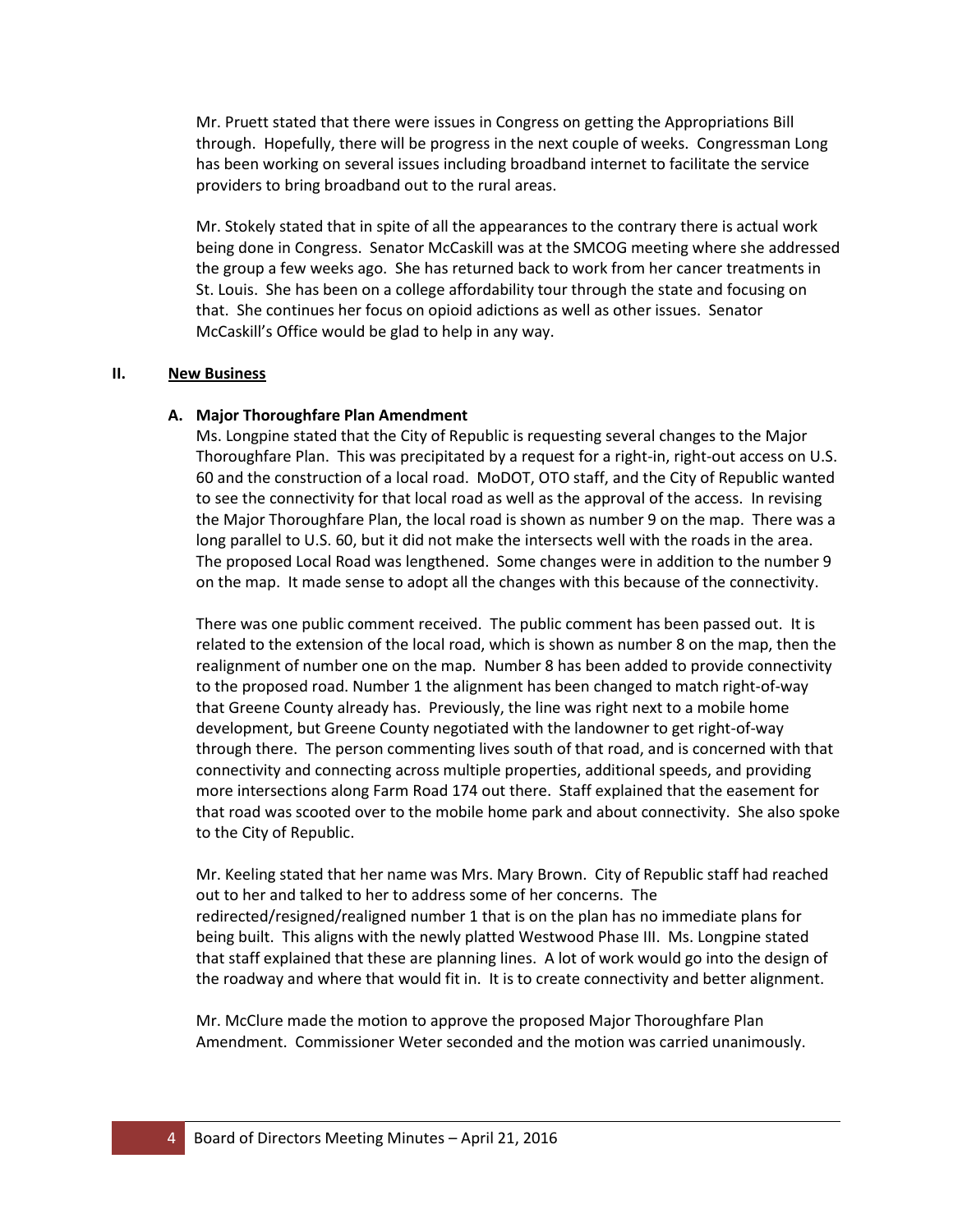Mr. Pruett stated that there were issues in Congress on getting the Appropriations Bill through. Hopefully, there will be progress in the next couple of weeks. Congressman Long has been working on several issues including broadband internet to facilitate the service providers to bring broadband out to the rural areas.

Mr. Stokely stated that in spite of all the appearances to the contrary there is actual work being done in Congress. Senator McCaskill was at the SMCOG meeting where she addressed the group a few weeks ago. She has returned back to work from her cancer treatments in St. Louis. She has been on a college affordability tour through the state and focusing on that. She continues her focus on opioid adictions as well as other issues. Senator McCaskill's Office would be glad to help in any way.

## II. New Business

### A. Major Thoroughfare Plan Amendment

Ms. Longpine stated that the City of Republic is requesting several changes to the Major Thoroughfare Plan. This was precipitated by a request for a right-in, right-out access on U.S. 60 and the construction of a local road. MoDOT, OTO staff, and the City of Republic wanted to see the connectivity for that local road as well as the approval of the access. In revising the Major Thoroughfare Plan, the local road is shown as number 9 on the map. There was a long parallel to U.S. 60, but it did not make the intersects well with the roads in the area. The proposed Local Road was lengthened. Some changes were in addition to the number 9 on the map. It made sense to adopt all the changes with this because of the connectivity.

There was one public comment received. The public comment has been passed out. It is related to the extension of the local road, which is shown as number 8 on the map, then the realignment of number one on the map. Number 8 has been added to provide connectivity to the proposed road. Number 1 the alignment has been changed to match right-of-way that Greene County already has. Previously, the line was right next to a mobile home development, but Greene County negotiated with the landowner to get right-of-way through there. The person commenting lives south of that road, and is concerned with that connectivity and connecting across multiple properties, additional speeds, and providing more intersections along Farm Road 174 out there. Staff explained that the easement for that road was scooted over to the mobile home park and about connectivity. She also spoke to the City of Republic.

Mr. Keeling stated that her name was Mrs. Mary Brown. City of Republic staff had reached out to her and talked to her to address some of her concerns. The redirected/resigned/realigned number 1 that is on the plan has no immediate plans for being built. This aligns with the newly platted Westwood Phase III. Ms. Longpine stated that staff explained that these are planning lines. A lot of work would go into the design of the roadway and where that would fit in. It is to create connectivity and better alignment.

Mr. McClure made the motion to approve the proposed Major Thoroughfare Plan Amendment. Commissioner Weter seconded and the motion was carried unanimously.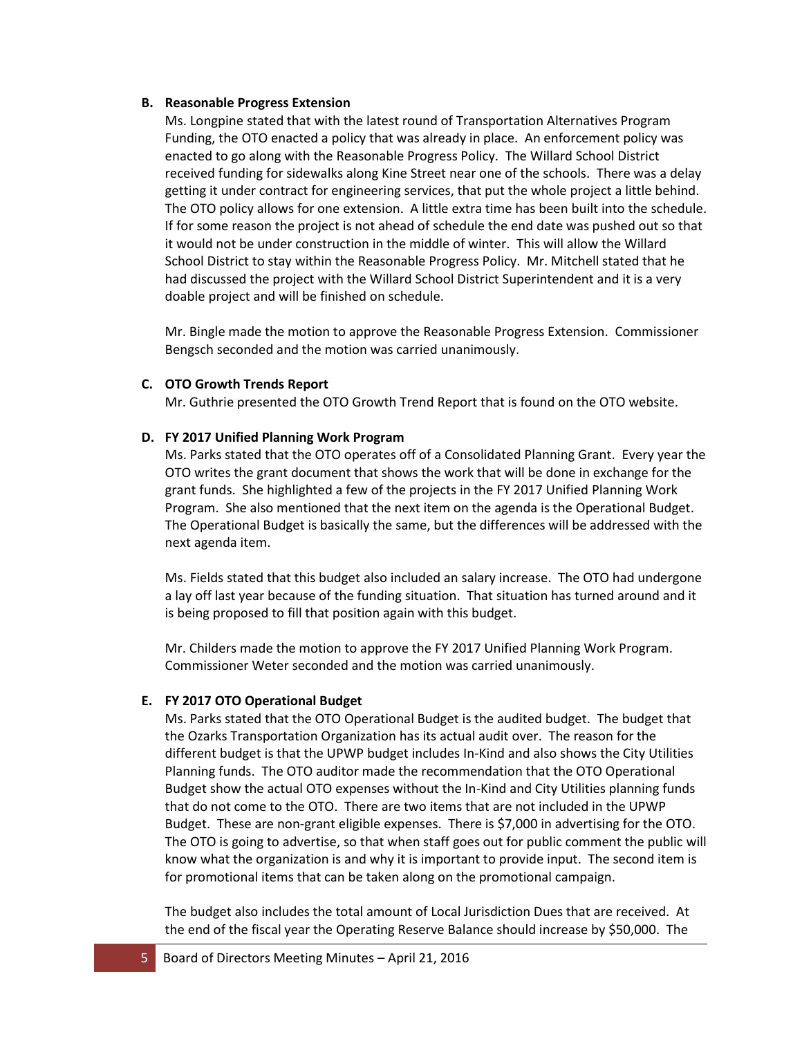**B. Reasonable Progress Extension**

Ms. Longpine stated that with the latest round of Transportation Alternatives Program Funding, the OTO enacted a policy that was already in place. An enforcement policy was enacted to go along with the Reasonable Progress Policy. The Willard School District received funding for sidewalks along Kine Street near one of the schools. There was a delay getting it under contract for engineering services, that put the whole project a little behind. The OTO policy allows for one extension. A little extra time has been built into the schedule. If for some reason the project is not ahead of schedule the end date was pushed out so that it would not be under construction in the middle of winter. This will allow the Willard School District to stay within the Reasonable Progress Policy. Mr. Mitchell stated that he had discussed the project with the Willard School District Superintendent and it is a very doable project and will be finished on schedule.

Mr. Bingle made the motion to approve the Reasonable Progress Extension. Commissioner Bengsch seconded and the motion was carried unanimously.

**C. OTO Growth Trends Report**

Mr. Guthrie presented the OTO Growth Trend Report that is found on the OTO website.

**D. FY 2017 Unified Planning Work Program**

Ms. Parks stated that the OTO operates off of a Consolidated Planning Grant. Every year the OTO writes the grant document that shows the work that will be done in exchange for the grant funds. She highlighted a few of the projects in the FY 2017 Unified Planning Work Program. She also mentioned that the next item on the agenda is the Operational Budget. The Operational Budget is basically the same, but the differences will be addressed with the next agenda item.

Ms. Fields stated that this budget also included an salary increase. The OTO had undergone a lay off last year because of the funding situation. That situation has turned around and it is being proposed to fill that position again with this budget.

Mr. Childers made the motion to approve the FY 2017 Unified Planning Work Program. Commissioner Weter seconded and the motion was carried unanimously.

**E. FY 2017 OTO Operational Budget**

Ms. Parks stated that the OTO Operational Budget is the audited budget. The budget that the Ozarks Transportation Organization has its actual audit over. The reason for the different budget is that the UPWP budget includes In-Kind and also shows the City Utilities Planning funds. The OTO auditor made the recommendation that the OTO Operational Budget show the actual OTO expenses without the In-Kind and City Utilities planning funds that do not come to the OTO. There are two items that are not included in the UPWP Budget. These are non-grant eligible expenses. There is $7,000 in advertising for the OTO. The OTO is going to advertise, so that when staff goes out for public comment the public will know what the organization is and why it is important to provide input. The second item is for promotional items that can be taken along on the promotional campaign.

The budget also includes the total amount of Local Jurisdiction Dues that are received. At the end of the fiscal year the Operating Reserve Balance should increase by $50,000. The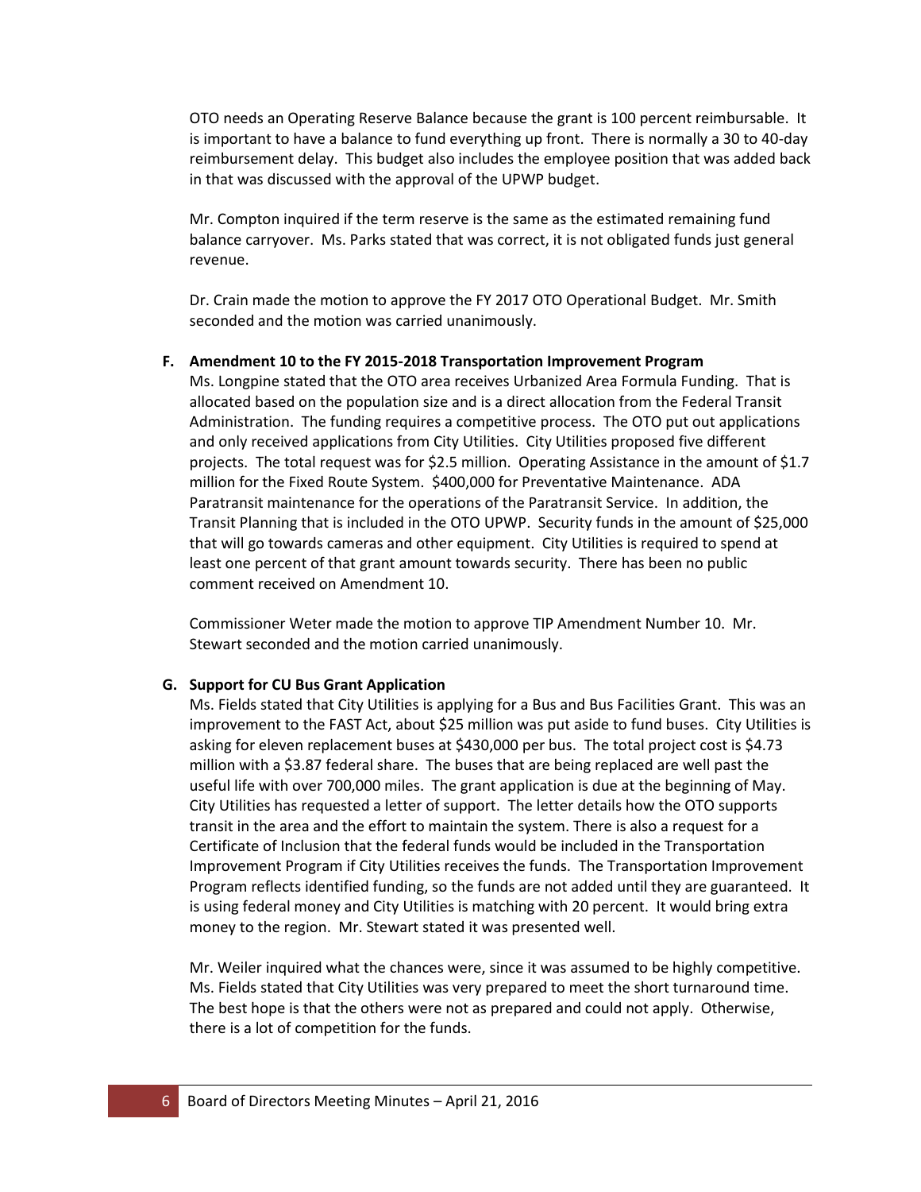OTO needs an Operating Reserve Balance because the grant is 100 percent reimbursable. It is important to have a balance to fund everything up front. There is normally a 30 to 40-day reimbursement delay. This budget also includes the employee position that was added back in that was discussed with the approval of the UPWP budget.

Mr. Compton inquired if the term reserve is the same as the estimated remaining fund balance carryover. Ms. Parks stated that was correct, it is not obligated funds just general revenue.

Dr. Crain made the motion to approve the FY 2017 OTO Operational Budget. Mr. Smith seconded and the motion was carried unanimously.

**F. Amendment 10 to the FY 2015-2018 Transportation Improvement Program**

Ms. Longpine stated that the OTO area receives Urbanized Area Formula Funding. That is allocated based on the population size and is a direct allocation from the Federal Transit Administration. The funding requires a competitive process. The OTO put out applications and only received applications from City Utilities. City Utilities proposed five different projects. The total request was for $2.5 million. Operating Assistance in the amount of $1.7 million for the Fixed Route System. $400,000 for Preventative Maintenance. ADA Paratransit maintenance for the operations of the Paratransit Service. In addition, the Transit Planning that is included in the OTO UPWP. Security funds in the amount of $25,000 that will go towards cameras and other equipment. City Utilities is required to spend at least one percent of that grant amount towards security. There has been no public comment received on Amendment 10.

Commissioner Weter made the motion to approve TIP Amendment Number 10. Mr. Stewart seconded and the motion carried unanimously.

**G. Support for CU Bus Grant Application**

Ms. Fields stated that City Utilities is applying for a Bus and Bus Facilities Grant. This was an improvement to the FAST Act, about $25 million was put aside to fund buses. City Utilities is asking for eleven replacement buses at $430,000 per bus. The total project cost is $4.73 million with a $3.87 federal share. The buses that are being replaced are well past the useful life with over 700,000 miles. The grant application is due at the beginning of May. City Utilities has requested a letter of support. The letter details how the OTO supports transit in the area and the effort to maintain the system. There is also a request for a Certificate of Inclusion that the federal funds would be included in the Transportation Improvement Program if City Utilities receives the funds. The Transportation Improvement Program reflects identified funding, so the funds are not added until they are guaranteed. It is using federal money and City Utilities is matching with 20 percent. It would bring extra money to the region. Mr. Stewart stated it was presented well.

Mr. Weiler inquired what the chances were, since it was assumed to be highly competitive. Ms. Fields stated that City Utilities was very prepared to meet the short turnaround time. The best hope is that the others were not as prepared and could not apply. Otherwise, there is a lot of competition for the funds.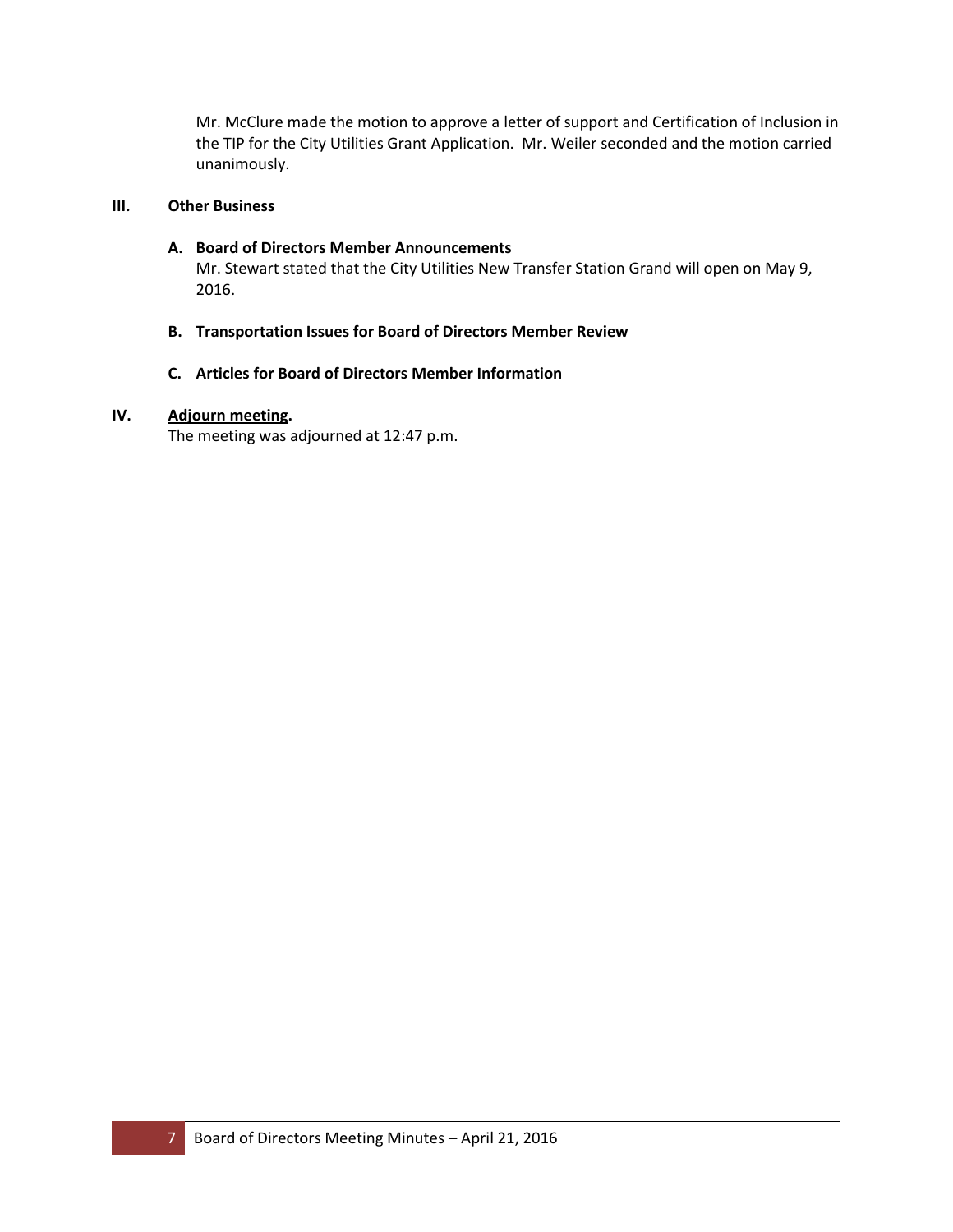Mr. McClure made the motion to approve a letter of support and Certification of Inclusion in the TIP for the City Utilities Grant Application. Mr. Weiler seconded and the motion carried unanimously.

## III. Other Business

### A. Board of Directors Member Announcements

Mr. Stewart stated that the City Utilities New Transfer Station Grand will open on May 9, 2016.

### B. Transportation Issues for Board of Directors Member Review

### C. Articles for Board of Directors Member Information

## IV. Adjourn meeting.

The meeting was adjourned at 12:47 p.m.